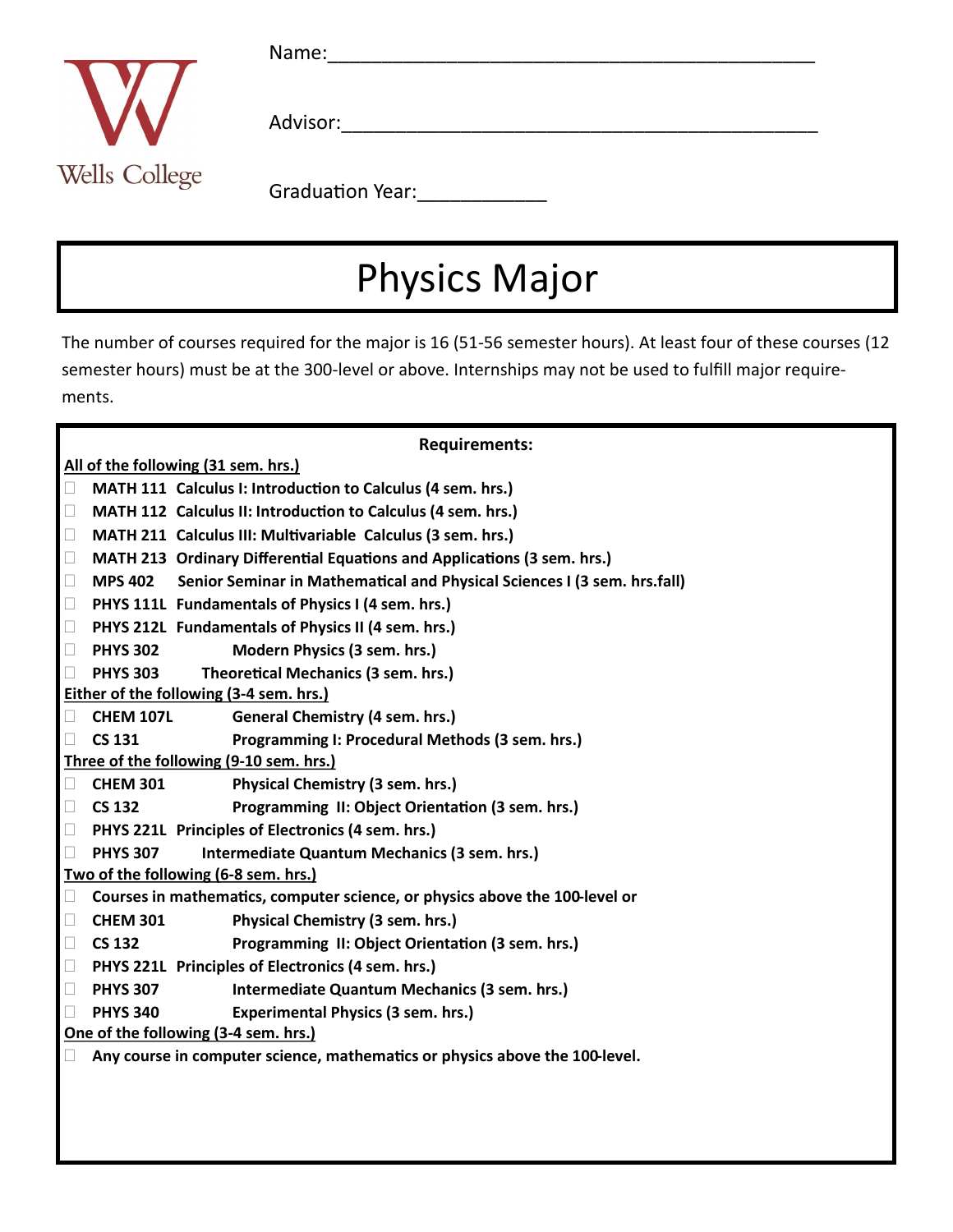Wells College

Name:\_\_\_\_\_\_\_\_\_\_\_\_\_\_\_\_\_\_\_\_\_\_\_\_\_\_\_\_\_\_\_\_\_\_\_\_\_\_\_\_\_\_\_\_\_\_

Advisor:\_\_\_\_\_\_\_\_\_\_\_\_\_\_\_\_\_\_\_\_\_\_\_\_\_\_\_\_\_\_\_\_\_\_\_\_\_\_\_\_\_\_\_\_\_\_

Graduation Year:\_\_\_\_\_\_\_\_\_\_\_\_

# Physics Major

The number of courses required for the major is 16 (51-56 semester hours). At least four of these courses (12 semester hours) must be at the 300-level or above. Internships may not be used to fulfill major requirements.

**Requirements:**

<u>All of the following (31 sem. hrs.)</u>

- ☐ **MATH 111 Calculus I: Introduction to Calculus (4 sem. hrs.)**
- ☐ **MATH 112 Calculus II: Introduction to Calculus (4 sem. hrs.)**
- ☐ **MATH 211 Calculus III: Multivariable Calculus (3 sem. hrs.)**
- ☐ **MATH 213 Ordinary Differential Equations and Applications (3 sem. hrs.)**
- ☐ **MPS 402 Senior Seminar in Mathematical and Physical Sciences I (3 sem. hrs.fall)**
- ☐ **PHYS 111L Fundamentals of Physics I (4 sem. hrs.)**
- ☐ **PHYS 212L Fundamentals of Physics II (4 sem. hrs.)**
- ☐ **PHYS 302 Modern Physics (3 sem. hrs.)**
- ☐ **PHYS 303 Theoretical Mechanics (3 sem. hrs.)**

<u>Either of the following (3-4 sem. hrs.)</u>

- ☐ **CHEM 107L General Chemistry (4 sem. hrs.)**
- ☐ **CS 131 Programming I: Procedural Methods (3 sem. hrs.)**

<u>Three of the following (9-10 sem. hrs.)</u>

- ☐ **CHEM 301 Physical Chemistry (3 sem. hrs.)**
- ☐ **CS 132 Programming II: Object Orientation (3 sem. hrs.)**
- ☐ **PHYS 221L Principles of Electronics (4 sem. hrs.)**
- ☐ **PHYS 307 Intermediate Quantum Mechanics (3 sem. hrs.)**

<u>Two of the following (6-8 sem. hrs.)</u>

- ☐ **Courses in mathematics, computer science, or physics above the 100-level or**
- ☐ **CHEM 301 Physical Chemistry (3 sem. hrs.)**
- ☐ **CS 132 Programming II: Object Orientation (3 sem. hrs.)**
- ☐ **PHYS 221L Principles of Electronics (4 sem. hrs.)**
- ☐ **PHYS 307 Intermediate Quantum Mechanics (3 sem. hrs.)**
- ☐ **PHYS 340 Experimental Physics (3 sem. hrs.)**

<u>One of the following (3-4 sem. hrs.)</u>

- ☐ **Any course in computer science, mathematics or physics above the 100-level.**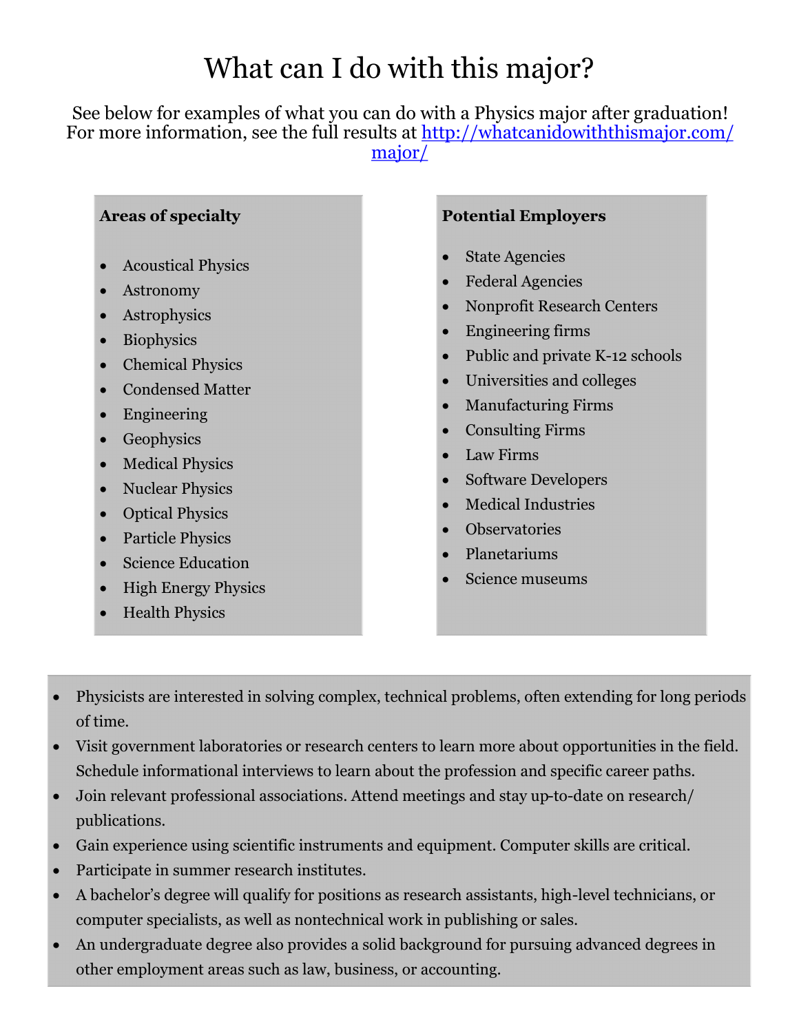# What can I do with this major?

See below for examples of what you can do with a Physics major after graduation!
For more information, see the full results at [http://whatcanidowiththismajor.com/major/](http://whatcanidowiththismajor.com/major/)

**Areas of specialty**

- Acoustical Physics
- Astronomy
- Astrophysics
- Biophysics
- Chemical Physics
- Condensed Matter
- Engineering
- Geophysics
- Medical Physics
- Nuclear Physics
- Optical Physics
- Particle Physics
- Science Education
- High Energy Physics
- Health Physics

**Potential Employers**

- State Agencies
- Federal Agencies
- Nonprofit Research Centers
- Engineering firms
- Public and private K-12 schools
- Universities and colleges
- Manufacturing Firms
- Consulting Firms
- Law Firms
- Software Developers
- Medical Industries
- Observatories
- Planetariums
- Science museums

- Physicists are interested in solving complex, technical problems, often extending for long periods of time.
- Visit government laboratories or research centers to learn more about opportunities in the field. Schedule informational interviews to learn about the profession and specific career paths.
- Join relevant professional associations. Attend meetings and stay up-to-date on research/publications.
- Gain experience using scientific instruments and equipment. Computer skills are critical.
- Participate in summer research institutes.
- A bachelor's degree will qualify for positions as research assistants, high-level technicians, or computer specialists, as well as nontechnical work in publishing or sales.
- An undergraduate degree also provides a solid background for pursuing advanced degrees in other employment areas such as law, business, or accounting.